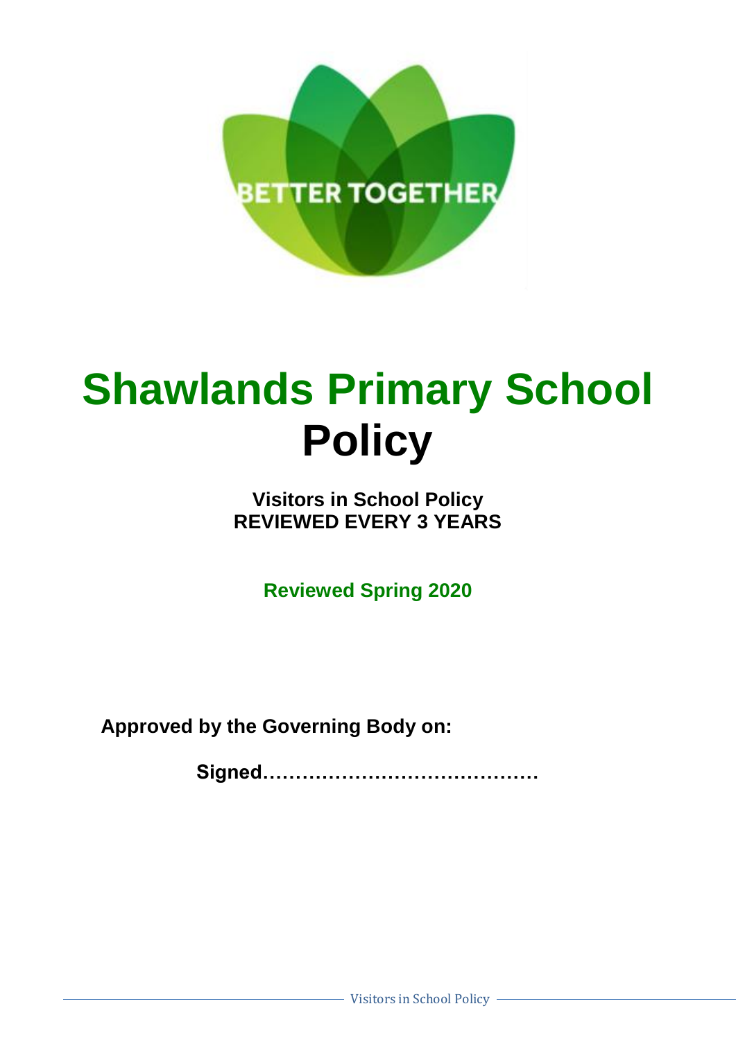# Shawlands Primary School Policy

**Visitors in School Policy**
**REVIEWED EVERY 3 YEARS**

**Reviewed Spring 2020**

**Approved by the Governing Body on:**

**Signed……………………………………**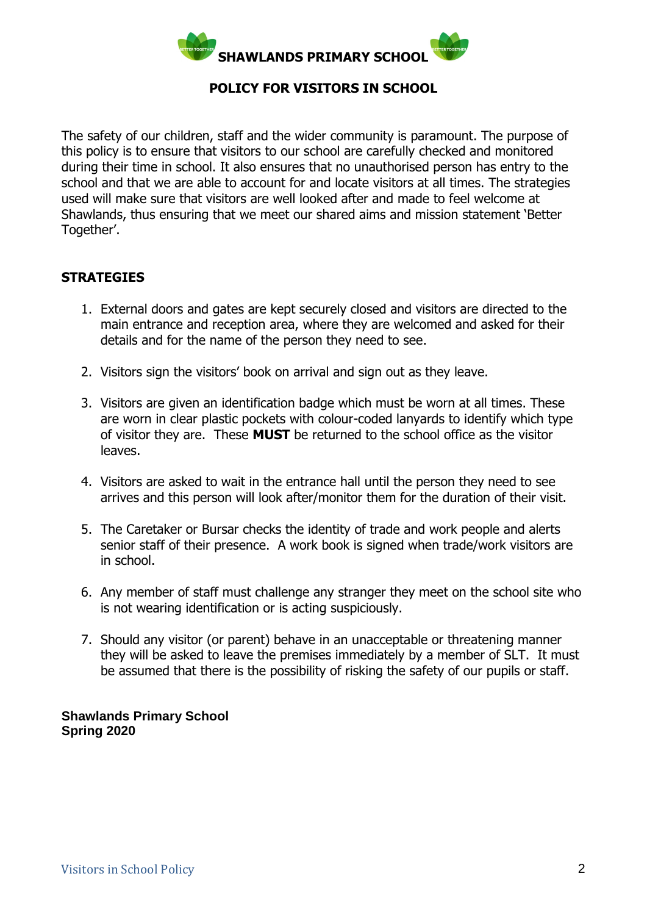# SHAWLANDS PRIMARY SCHOOL

## POLICY FOR VISITORS IN SCHOOL

The safety of our children, staff and the wider community is paramount. The purpose of this policy is to ensure that visitors to our school are carefully checked and monitored during their time in school. It also ensures that no unauthorised person has entry to the school and that we are able to account for and locate visitors at all times. The strategies used will make sure that visitors are well looked after and made to feel welcome at Shawlands, thus ensuring that we meet our shared aims and mission statement 'Better Together'.

### STRATEGIES

1. External doors and gates are kept securely closed and visitors are directed to the main entrance and reception area, where they are welcomed and asked for their details and for the name of the person they need to see.

2. Visitors sign the visitors' book on arrival and sign out as they leave.

3. Visitors are given an identification badge which must be worn at all times. These are worn in clear plastic pockets with colour-coded lanyards to identify which type of visitor they are. These **MUST** be returned to the school office as the visitor leaves.

4. Visitors are asked to wait in the entrance hall until the person they need to see arrives and this person will look after/monitor them for the duration of their visit.

5. The Caretaker or Bursar checks the identity of trade and work people and alerts senior staff of their presence. A work book is signed when trade/work visitors are in school.

6. Any member of staff must challenge any stranger they meet on the school site who is not wearing identification or is acting suspiciously.

7. Should any visitor (or parent) behave in an unacceptable or threatening manner they will be asked to leave the premises immediately by a member of SLT. It must be assumed that there is the possibility of risking the safety of our pupils or staff.

**Shawlands Primary School**
**Spring 2020**